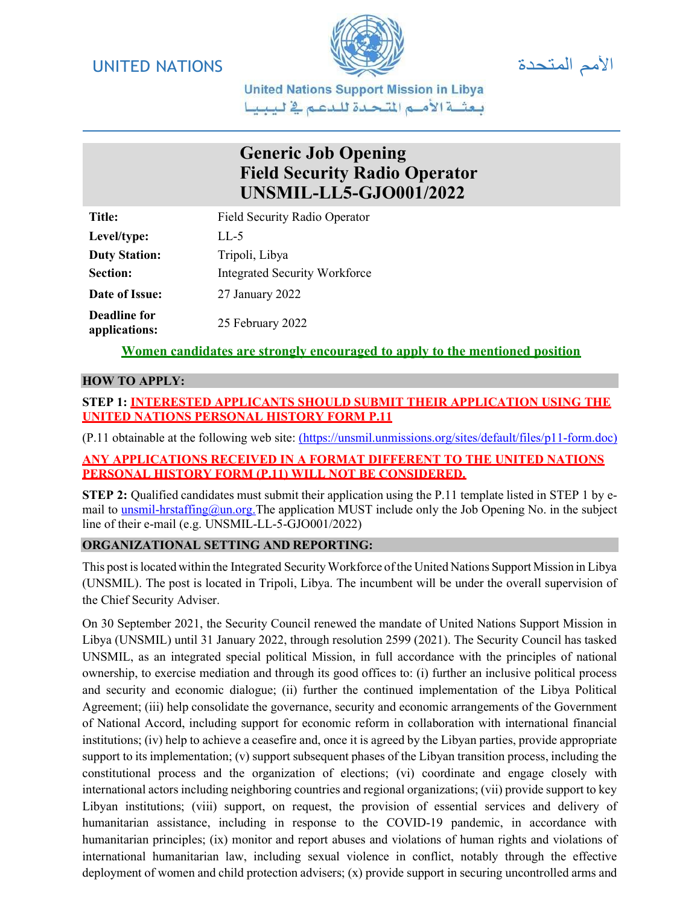UNITED NATIONS

الأمم المتحدة

United Nations Support Mission in Libya

بعثة الأمم المتحدة للدعم في ليبيا

# Generic Job Opening
# Field Security Radio Operator
# UNSMIL-LL5-GJO001/2022

| | |
|---|---|
| **Title:** | Field Security Radio Operator |
| **Level/type:** | LL-5 |
| **Duty Station:** | Tripoli, Libya |
| **Section:** | Integrated Security Workforce |
| **Date of Issue:** | 27 January 2022 |
| **Deadline for applications:** | 25 February 2022 |

**Women candidates are strongly encouraged to apply to the mentioned position**

## HOW TO APPLY:

**STEP 1: INTERESTED APPLICANTS SHOULD SUBMIT THEIR APPLICATION USING THE UNITED NATIONS PERSONAL HISTORY FORM P.11**

(P.11 obtainable at the following web site: (https://unsmil.unmissions.org/sites/default/files/p11-form.doc)

**ANY APPLICATIONS RECEIVED IN A FORMAT DIFFERENT TO THE UNITED NATIONS PERSONAL HISTORY FORM (P.11) WILL NOT BE CONSIDERED.**

**STEP 2:** Qualified candidates must submit their application using the P.11 template listed in STEP 1 by e-mail to unsmil-hrstaffing@un.org.The application MUST include only the Job Opening No. in the subject line of their e-mail (e.g. UNSMIL-LL-5-GJO001/2022)

## ORGANIZATIONAL SETTING AND REPORTING:

This post is located within the Integrated Security Workforce of the United Nations Support Mission in Libya (UNSMIL). The post is located in Tripoli, Libya. The incumbent will be under the overall supervision of the Chief Security Adviser.

On 30 September 2021, the Security Council renewed the mandate of United Nations Support Mission in Libya (UNSMIL) until 31 January 2022, through resolution 2599 (2021). The Security Council has tasked UNSMIL, as an integrated special political Mission, in full accordance with the principles of national ownership, to exercise mediation and through its good offices to: (i) further an inclusive political process and security and economic dialogue; (ii) further the continued implementation of the Libya Political Agreement; (iii) help consolidate the governance, security and economic arrangements of the Government of National Accord, including support for economic reform in collaboration with international financial institutions; (iv) help to achieve a ceasefire and, once it is agreed by the Libyan parties, provide appropriate support to its implementation; (v) support subsequent phases of the Libyan transition process, including the constitutional process and the organization of elections; (vi) coordinate and engage closely with international actors including neighboring countries and regional organizations; (vii) provide support to key Libyan institutions; (viii) support, on request, the provision of essential services and delivery of humanitarian assistance, including in response to the COVID-19 pandemic, in accordance with humanitarian principles; (ix) monitor and report abuses and violations of human rights and violations of international humanitarian law, including sexual violence in conflict, notably through the effective deployment of women and child protection advisers; (x) provide support in securing uncontrolled arms and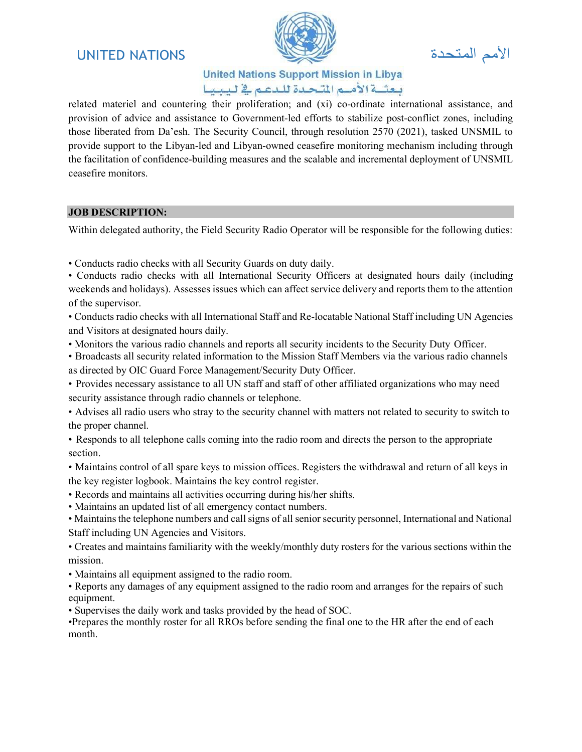related materiel and countering their proliferation; and (xi) co-ordinate international assistance, and provision of advice and assistance to Government-led efforts to stabilize post-conflict zones, including those liberated from Da'esh. The Security Council, through resolution 2570 (2021), tasked UNSMIL to provide support to the Libyan-led and Libyan-owned ceasefire monitoring mechanism including through the facilitation of confidence-building measures and the scalable and incremental deployment of UNSMIL ceasefire monitors.

## JOB DESCRIPTION:

Within delegated authority, the Field Security Radio Operator will be responsible for the following duties:

• Conducts radio checks with all Security Guards on duty daily.
• Conducts radio checks with all International Security Officers at designated hours daily (including weekends and holidays). Assesses issues which can affect service delivery and reports them to the attention of the supervisor.
• Conducts radio checks with all International Staff and Re-locatable National Staff including UN Agencies and Visitors at designated hours daily.
• Monitors the various radio channels and reports all security incidents to the Security Duty Officer.
• Broadcasts all security related information to the Mission Staff Members via the various radio channels as directed by OIC Guard Force Management/Security Duty Officer.
• Provides necessary assistance to all UN staff and staff of other affiliated organizations who may need security assistance through radio channels or telephone.
• Advises all radio users who stray to the security channel with matters not related to security to switch to the proper channel.
• Responds to all telephone calls coming into the radio room and directs the person to the appropriate section.
• Maintains control of all spare keys to mission offices. Registers the withdrawal and return of all keys in the key register logbook. Maintains the key control register.
• Records and maintains all activities occurring during his/her shifts.
• Maintains an updated list of all emergency contact numbers.
• Maintains the telephone numbers and call signs of all senior security personnel, International and National Staff including UN Agencies and Visitors.
• Creates and maintains familiarity with the weekly/monthly duty rosters for the various sections within the mission.
• Maintains all equipment assigned to the radio room.
• Reports any damages of any equipment assigned to the radio room and arranges for the repairs of such equipment.
• Supervises the daily work and tasks provided by the head of SOC.
•Prepares the monthly roster for all RROs before sending the final one to the HR after the end of each month.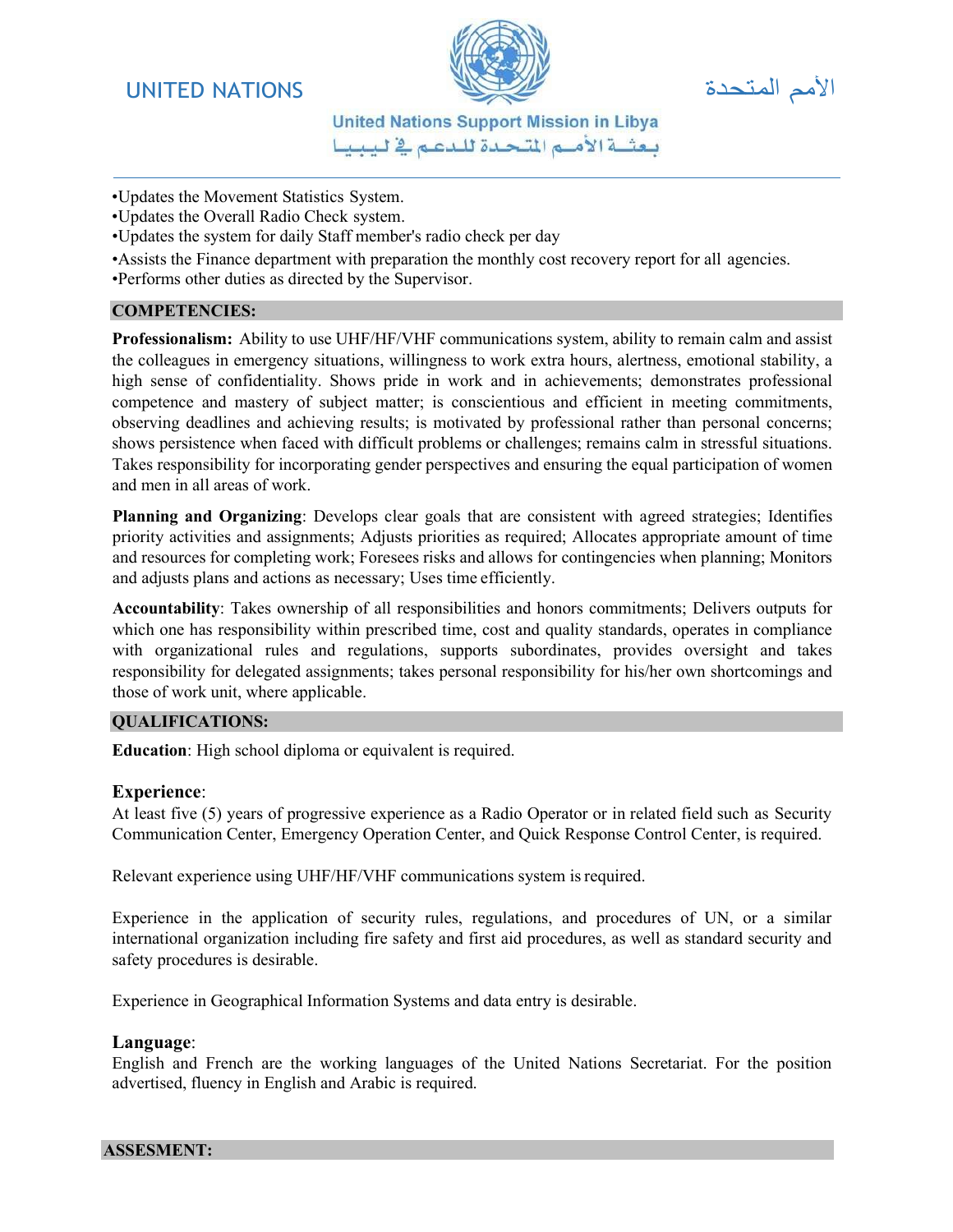•Updates the Movement Statistics System.
•Updates the Overall Radio Check system.
•Updates the system for daily Staff member's radio check per day
•Assists the Finance department with preparation the monthly cost recovery report for all agencies.
•Performs other duties as directed by the Supervisor.

## COMPETENCIES:

**Professionalism:** Ability to use UHF/HF/VHF communications system, ability to remain calm and assist the colleagues in emergency situations, willingness to work extra hours, alertness, emotional stability, a high sense of confidentiality. Shows pride in work and in achievements; demonstrates professional competence and mastery of subject matter; is conscientious and efficient in meeting commitments, observing deadlines and achieving results; is motivated by professional rather than personal concerns; shows persistence when faced with difficult problems or challenges; remains calm in stressful situations. Takes responsibility for incorporating gender perspectives and ensuring the equal participation of women and men in all areas of work.

**Planning and Organizing**: Develops clear goals that are consistent with agreed strategies; Identifies priority activities and assignments; Adjusts priorities as required; Allocates appropriate amount of time and resources for completing work; Foresees risks and allows for contingencies when planning; Monitors and adjusts plans and actions as necessary; Uses time efficiently.

**Accountability**: Takes ownership of all responsibilities and honors commitments; Delivers outputs for which one has responsibility within prescribed time, cost and quality standards, operates in compliance with organizational rules and regulations, supports subordinates, provides oversight and takes responsibility for delegated assignments; takes personal responsibility for his/her own shortcomings and those of work unit, where applicable.

## QUALIFICATIONS:

**Education**: High school diploma or equivalent is required.

**Experience**:

At least five (5) years of progressive experience as a Radio Operator or in related field such as Security Communication Center, Emergency Operation Center, and Quick Response Control Center, is required.

Relevant experience using UHF/HF/VHF communications system is required.

Experience in the application of security rules, regulations, and procedures of UN, or a similar international organization including fire safety and first aid procedures, as well as standard security and safety procedures is desirable.

Experience in Geographical Information Systems and data entry is desirable.

**Language**:

English and French are the working languages of the United Nations Secretariat. For the position advertised, fluency in English and Arabic is required.

## ASSESMENT: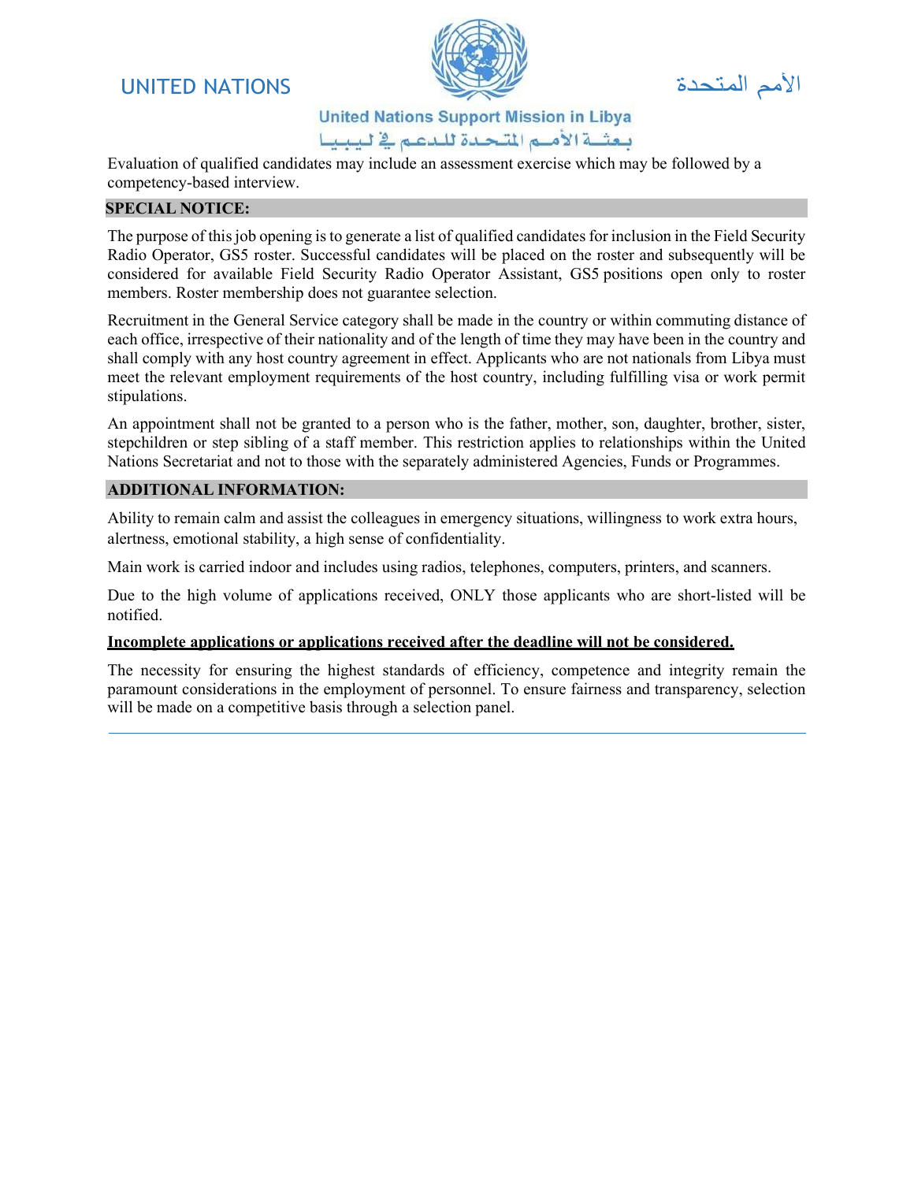Evaluation of qualified candidates may include an assessment exercise which may be followed by a competency-based interview.

## SPECIAL NOTICE:

The purpose of this job opening is to generate a list of qualified candidates for inclusion in the Field Security Radio Operator, GS5 roster. Successful candidates will be placed on the roster and subsequently will be considered for available Field Security Radio Operator Assistant, GS5 positions open only to roster members. Roster membership does not guarantee selection.

Recruitment in the General Service category shall be made in the country or within commuting distance of each office, irrespective of their nationality and of the length of time they may have been in the country and shall comply with any host country agreement in effect. Applicants who are not nationals from Libya must meet the relevant employment requirements of the host country, including fulfilling visa or work permit stipulations.

An appointment shall not be granted to a person who is the father, mother, son, daughter, brother, sister, stepchildren or step sibling of a staff member. This restriction applies to relationships within the United Nations Secretariat and not to those with the separately administered Agencies, Funds or Programmes.

## ADDITIONAL INFORMATION:

Ability to remain calm and assist the colleagues in emergency situations, willingness to work extra hours, alertness, emotional stability, a high sense of confidentiality.

Main work is carried indoor and includes using radios, telephones, computers, printers, and scanners.

Due to the high volume of applications received, ONLY those applicants who are short-listed will be notified.

**Incomplete applications or applications received after the deadline will not be considered.**

The necessity for ensuring the highest standards of efficiency, competence and integrity remain the paramount considerations in the employment of personnel. To ensure fairness and transparency, selection will be made on a competitive basis through a selection panel.